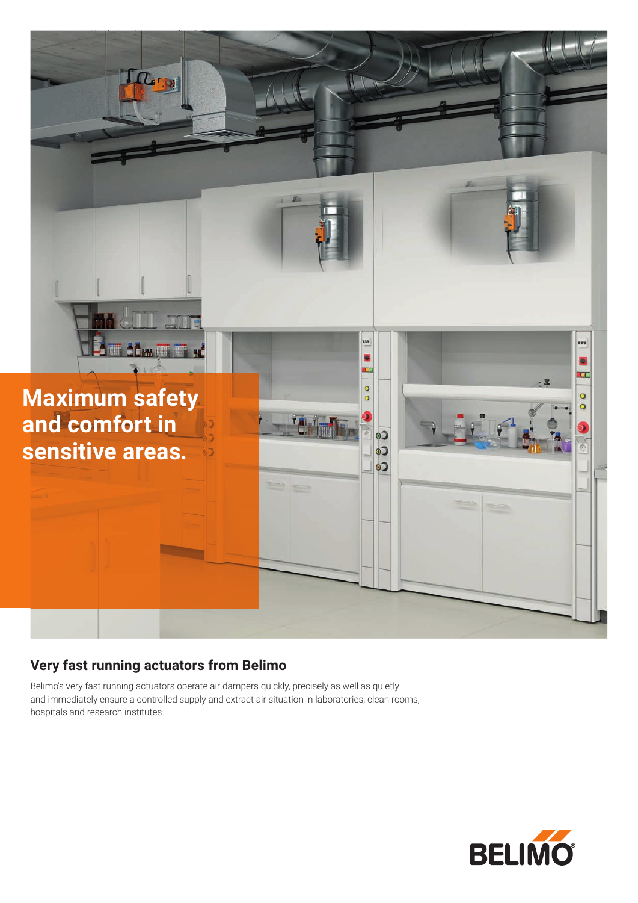# Maximum safety and comfort in sensitive areas.

## Very fast running actuators from Belimo

Belimo's very fast running actuators operate air dampers quickly, precisely as well as quietly and immediately ensure a controlled supply and extract air situation in laboratories, clean rooms, hospitals and research institutes.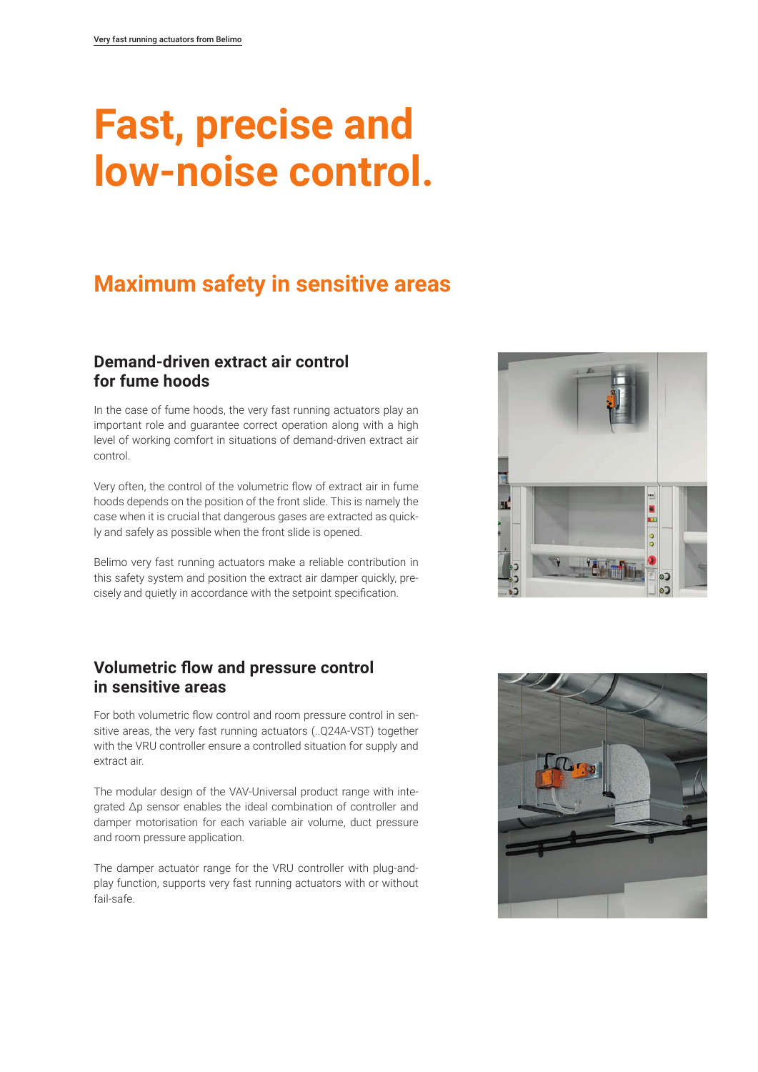# Fast, precise and low-noise control.

## Maximum safety in sensitive areas

### Demand-driven extract air control for fume hoods

In the case of fume hoods, the very fast running actuators play an important role and guarantee correct operation along with a high level of working comfort in situations of demand-driven extract air control.

Very often, the control of the volumetric flow of extract air in fume hoods depends on the position of the front slide. This is namely the case when it is crucial that dangerous gases are extracted as quickly and safely as possible when the front slide is opened.

Belimo very fast running actuators make a reliable contribution in this safety system and position the extract air damper quickly, precisely and quietly in accordance with the setpoint specification.

### Volumetric flow and pressure control in sensitive areas

For both volumetric flow control and room pressure control in sensitive areas, the very fast running actuators (..Q24A-VST) together with the VRU controller ensure a controlled situation for supply and extract air.

The modular design of the VAV-Universal product range with integrated Δp sensor enables the ideal combination of controller and damper motorisation for each variable air volume, duct pressure and room pressure application.

The damper actuator range for the VRU controller with plug-and-play function, supports very fast running actuators with or without fail-safe.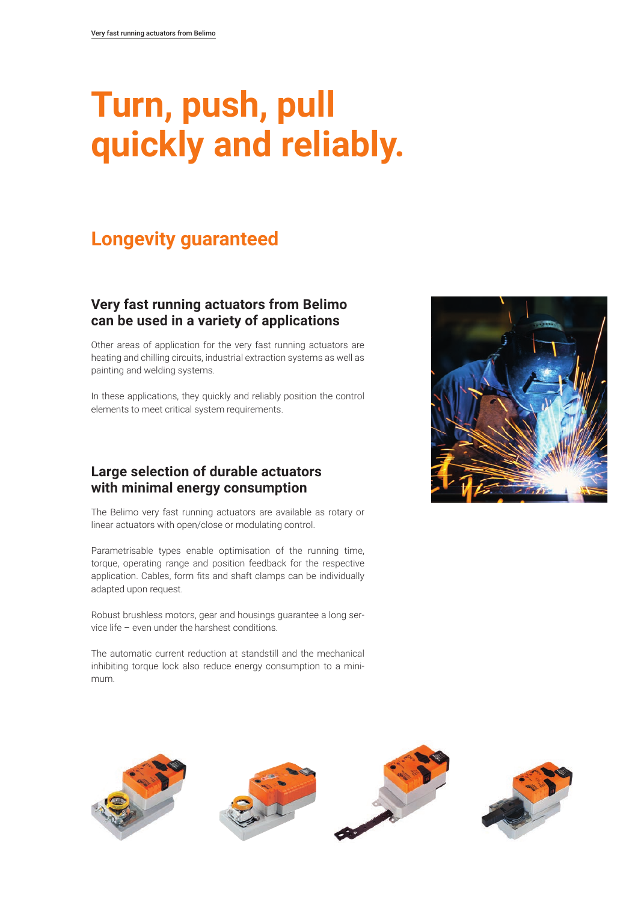# Turn, push, pull quickly and reliably.

## Longevity guaranteed

### Very fast running actuators from Belimo can be used in a variety of applications

Other areas of application for the very fast running actuators are heating and chilling circuits, industrial extraction systems as well as painting and welding systems.

In these applications, they quickly and reliably position the control elements to meet critical system requirements.

### Large selection of durable actuators with minimal energy consumption

The Belimo very fast running actuators are available as rotary or linear actuators with open/close or modulating control.

Parametrisable types enable optimisation of the running time, torque, operating range and position feedback for the respective application. Cables, form fits and shaft clamps can be individually adapted upon request.

Robust brushless motors, gear and housings guarantee a long service life – even under the harshest conditions.

The automatic current reduction at standstill and the mechanical inhibiting torque lock also reduce energy consumption to a minimum.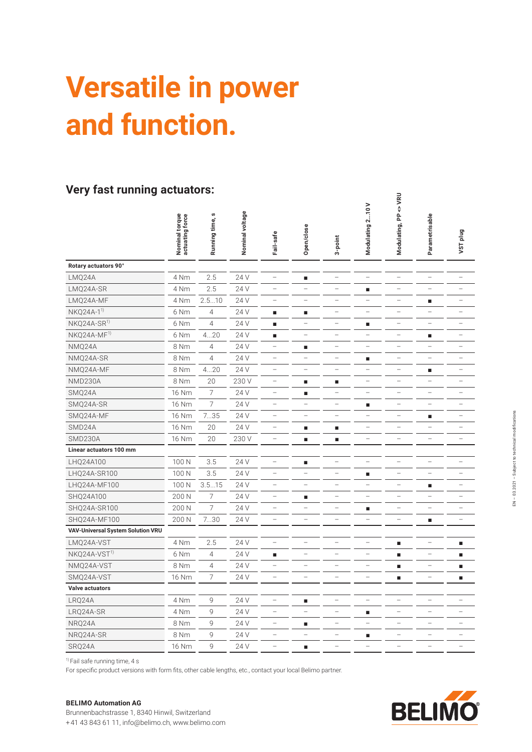# Versatile in power and function.

## Very fast running actuators:

| | Nominal torque actuating force | Running time, s | Nominal voltage | Fail-safe | Open/close | 3-point | Modulating 2...10 V | Modulating, PP <> VRU | Parametrisable | VST plug |
|---|---|---|---|---|---|---|---|---|---|---|
| **Rotary actuators 90°** | | | | | | | | | | |
| LMQ24A | 4 Nm | 2.5 | 24 V | – | ■ | – | – | – | – | – |
| LMQ24A-SR | 4 Nm | 2.5 | 24 V | – | – | – | ■ | – | – | – |
| LMQ24A-MF | 4 Nm | 2.5...10 | 24 V | – | – | – | – | – | ■ | – |
| NKQ24A-1[1] | 6 Nm | 4 | 24 V | ■ | ■ | – | – | – | – | – |
| NKQ24A-SR[1] | 6 Nm | 4 | 24 V | ■ | – | – | ■ | – | – | – |
| NKQ24A-MF[1] | 6 Nm | 4...20 | 24 V | ■ | – | – | – | – | ■ | – |
| NMQ24A | 8 Nm | 4 | 24 V | – | ■ | – | – | – | – | – |
| NMQ24A-SR | 8 Nm | 4 | 24 V | – | – | – | ■ | – | – | – |
| NMQ24A-MF | 8 Nm | 4...20 | 24 V | – | – | – | – | – | ■ | – |
| NMD230A | 8 Nm | 20 | 230 V | – | ■ | ■ | – | – | – | – |
| SMQ24A | 16 Nm | 7 | 24 V | – | ■ | – | – | – | – | – |
| SMQ24A-SR | 16 Nm | 7 | 24 V | – | – | – | ■ | – | – | – |
| SMQ24A-MF | 16 Nm | 7...35 | 24 V | – | – | – | – | – | ■ | – |
| SMD24A | 16 Nm | 20 | 24 V | – | ■ | ■ | – | – | – | – |
| SMD230A | 16 Nm | 20 | 230 V | – | ■ | ■ | – | – | – | – |
| **Linear actuators 100 mm** | | | | | | | | | | |
| LHQ24A100 | 100 N | 3.5 | 24 V | – | ■ | – | – | – | – | – |
| LHQ24A-SR100 | 100 N | 3.5 | 24 V | – | – | – | ■ | – | – | – |
| LHQ24A-MF100 | 100 N | 3.5...15 | 24 V | – | – | – | – | – | ■ | – |
| SHQ24A100 | 200 N | 7 | 24 V | – | ■ | – | – | – | – | – |
| SHQ24A-SR100 | 200 N | 7 | 24 V | – | – | – | ■ | – | – | – |
| SHQ24A-MF100 | 200 N | 7...30 | 24 V | – | – | – | – | – | ■ | – |
| **VAV-Universal System Solution VRU** | | | | | | | | | | |
| LMQ24A-VST | 4 Nm | 2.5 | 24 V | – | – | – | – | ■ | – | ■ |
| NKQ24A-VST[1] | 6 Nm | 4 | 24 V | ■ | – | – | – | ■ | – | ■ |
| NMQ24A-VST | 8 Nm | 4 | 24 V | – | – | – | – | ■ | – | ■ |
| SMQ24A-VST | 16 Nm | 7 | 24 V | – | – | – | – | ■ | – | ■ |
| **Valve actuators** | | | | | | | | | | |
| LRQ24A | 4 Nm | 9 | 24 V | – | ■ | – | – | – | – | – |
| LRQ24A-SR | 4 Nm | 9 | 24 V | – | – | – | ■ | – | – | – |
| NRQ24A | 8 Nm | 9 | 24 V | – | ■ | – | – | – | – | – |
| NRQ24A-SR | 8 Nm | 9 | 24 V | – | – | – | ■ | – | – | – |
| SRQ24A | 16 Nm | 9 | 24 V | – | ■ | – | – | – | – | – |

[1] Fail safe running time, 4 s

For specific product versions with form fits, other cable lengths, etc., contact your local Belimo partner.

**BELIMO Automation AG**
Brunnenbachstrasse 1, 8340 Hinwil, Switzerland
+41 43 843 61 11, info@belimo.ch, www.belimo.com

EN – 03.2021 – Subject to technical modifications